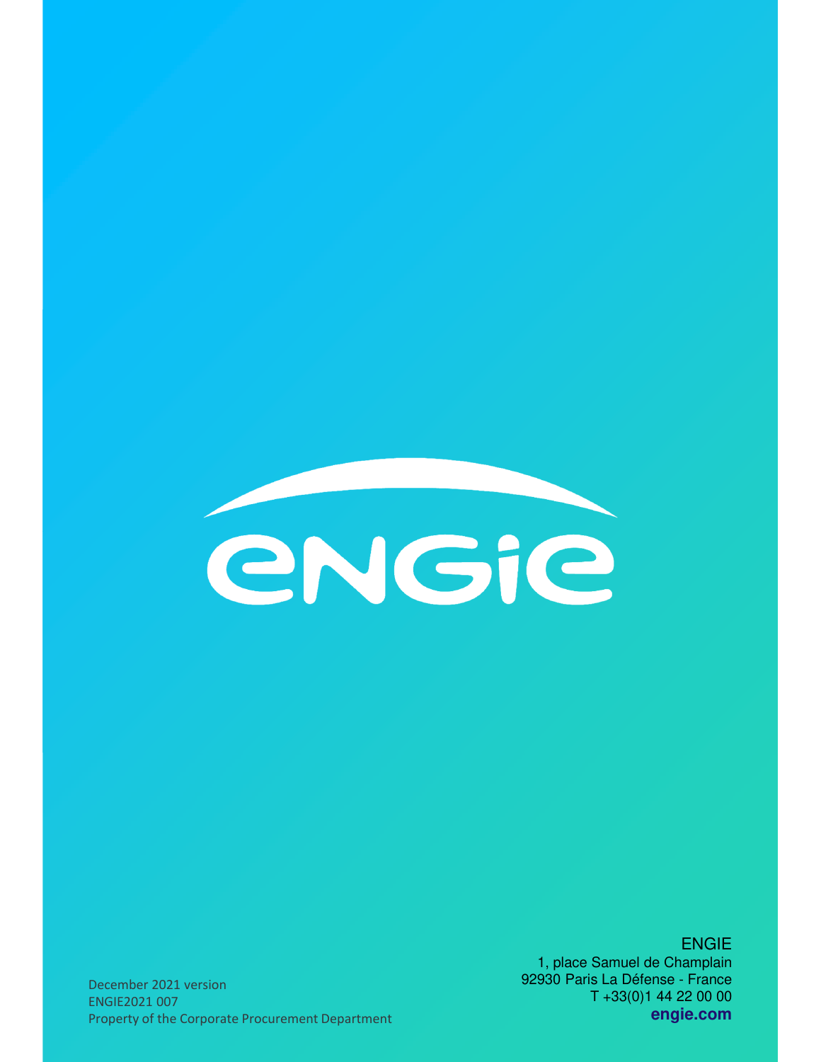ENGIE

December 2021 version
ENGIE2021 007
Property of the Corporate Procurement Department

ENGIE
1, place Samuel de Champlain
92930 Paris La Défense - France
T +33(0)1 44 22 00 00
**engie.com**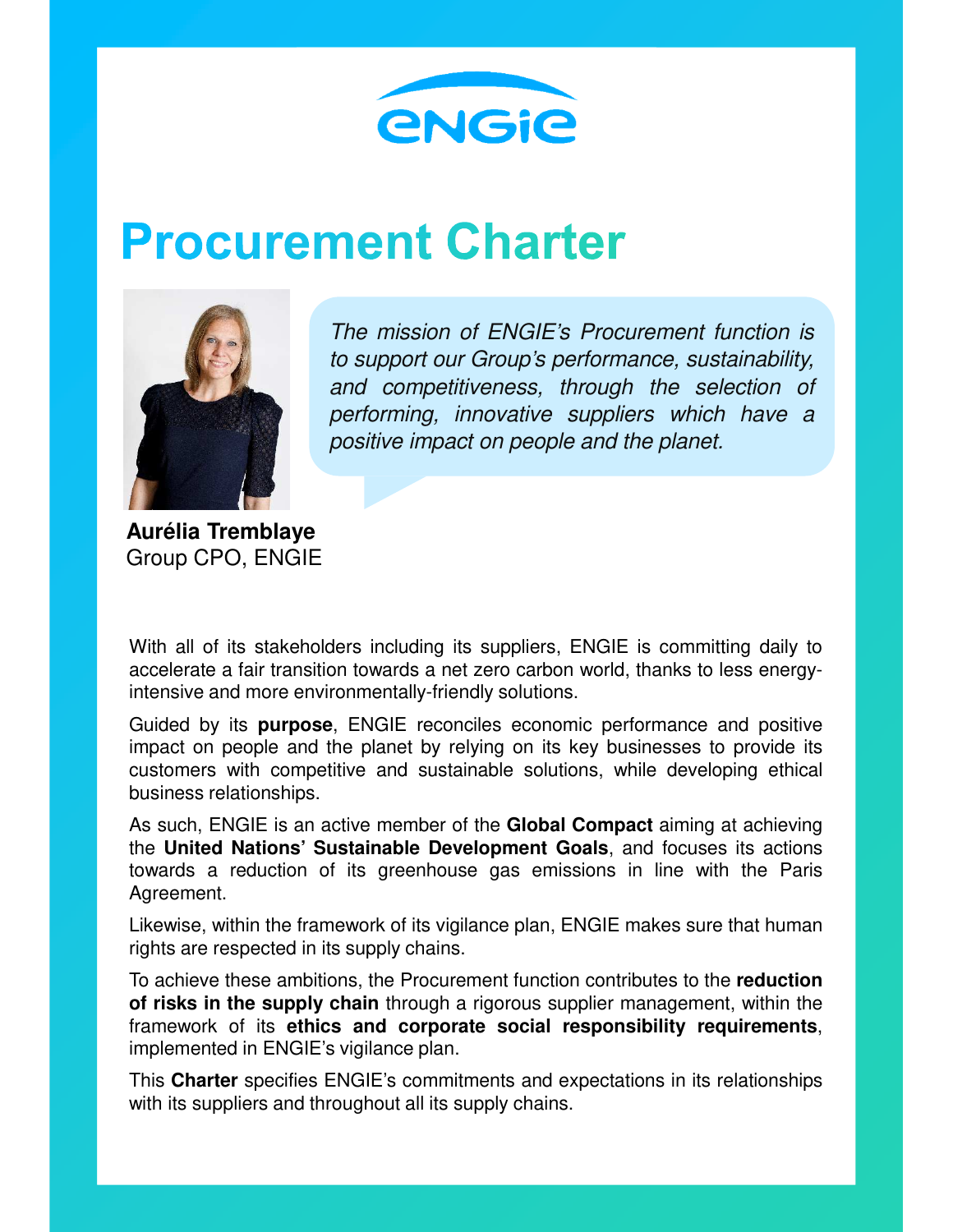ENGIE

# Procurement Charter

*The mission of ENGIE's Procurement function is to support our Group's performance, sustainability, and competitiveness, through the selection of performing, innovative suppliers which have a positive impact on people and the planet.*

**Aurélia Tremblaye**
Group CPO, ENGIE

With all of its stakeholders including its suppliers, ENGIE is committing daily to accelerate a fair transition towards a net zero carbon world, thanks to less energy-intensive and more environmentally-friendly solutions.

Guided by its **purpose**, ENGIE reconciles economic performance and positive impact on people and the planet by relying on its key businesses to provide its customers with competitive and sustainable solutions, while developing ethical business relationships.

As such, ENGIE is an active member of the **Global Compact** aiming at achieving the **United Nations' Sustainable Development Goals**, and focuses its actions towards a reduction of its greenhouse gas emissions in line with the Paris Agreement.

Likewise, within the framework of its vigilance plan, ENGIE makes sure that human rights are respected in its supply chains.

To achieve these ambitions, the Procurement function contributes to the **reduction of risks in the supply chain** through a rigorous supplier management, within the framework of its **ethics and corporate social responsibility requirements**, implemented in ENGIE's vigilance plan.

This **Charter** specifies ENGIE's commitments and expectations in its relationships with its suppliers and throughout all its supply chains.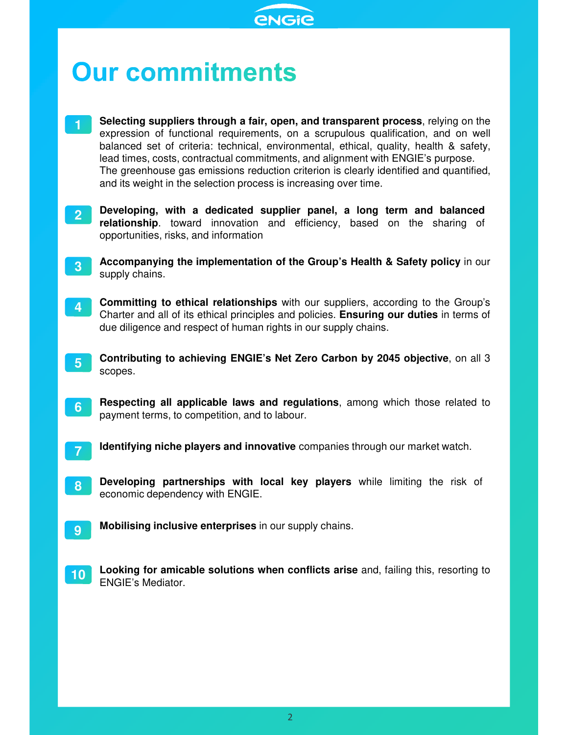# Our commitments

1. **Selecting suppliers through a fair, open, and transparent process**, relying on the expression of functional requirements, on a scrupulous qualification, and on well balanced set of criteria: technical, environmental, ethical, quality, health & safety, lead times, costs, contractual commitments, and alignment with ENGIE's purpose. The greenhouse gas emissions reduction criterion is clearly identified and quantified, and its weight in the selection process is increasing over time.

2. **Developing, with a dedicated supplier panel, a long term and balanced relationship**. toward innovation and efficiency, based on the sharing of opportunities, risks, and information

3. **Accompanying the implementation of the Group's Health & Safety policy** in our supply chains.

4. **Committing to ethical relationships** with our suppliers, according to the Group's Charter and all of its ethical principles and policies. **Ensuring our duties** in terms of due diligence and respect of human rights in our supply chains.

5. **Contributing to achieving ENGIE's Net Zero Carbon by 2045 objective**, on all 3 scopes.

6. **Respecting all applicable laws and regulations**, among which those related to payment terms, to competition, and to labour.

7. **Identifying niche players and innovative** companies through our market watch.

8. **Developing partnerships with local key players** while limiting the risk of economic dependency with ENGIE.

9. **Mobilising inclusive enterprises** in our supply chains.

10. **Looking for amicable solutions when conflicts arise** and, failing this, resorting to ENGIE's Mediator.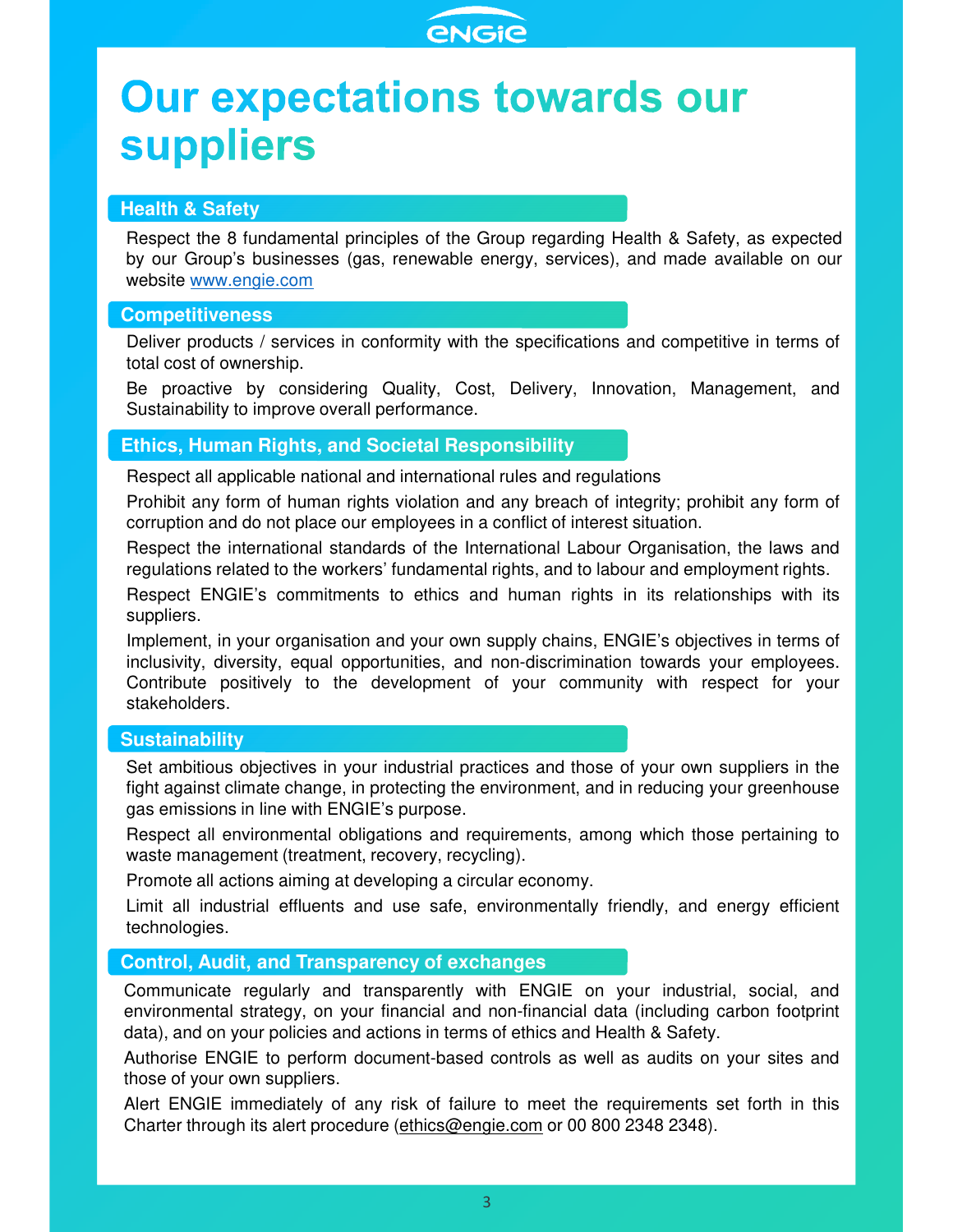# Our expectations towards our suppliers

## Health & Safety

Respect the 8 fundamental principles of the Group regarding Health & Safety, as expected by our Group's businesses (gas, renewable energy, services), and made available on our website www.engie.com

## Competitiveness

Deliver products / services in conformity with the specifications and competitive in terms of total cost of ownership.

Be proactive by considering Quality, Cost, Delivery, Innovation, Management, and Sustainability to improve overall performance.

## Ethics, Human Rights, and Societal Responsibility

Respect all applicable national and international rules and regulations

Prohibit any form of human rights violation and any breach of integrity; prohibit any form of corruption and do not place our employees in a conflict of interest situation.

Respect the international standards of the International Labour Organisation, the laws and regulations related to the workers' fundamental rights, and to labour and employment rights.

Respect ENGIE's commitments to ethics and human rights in its relationships with its suppliers.

Implement, in your organisation and your own supply chains, ENGIE's objectives in terms of inclusivity, diversity, equal opportunities, and non-discrimination towards your employees. Contribute positively to the development of your community with respect for your stakeholders.

## Sustainability

Set ambitious objectives in your industrial practices and those of your own suppliers in the fight against climate change, in protecting the environment, and in reducing your greenhouse gas emissions in line with ENGIE's purpose.

Respect all environmental obligations and requirements, among which those pertaining to waste management (treatment, recovery, recycling).

Promote all actions aiming at developing a circular economy.

Limit all industrial effluents and use safe, environmentally friendly, and energy efficient technologies.

## Control, Audit, and Transparency of exchanges

Communicate regularly and transparently with ENGIE on your industrial, social, and environmental strategy, on your financial and non-financial data (including carbon footprint data), and on your policies and actions in terms of ethics and Health & Safety.

Authorise ENGIE to perform document-based controls as well as audits on your sites and those of your own suppliers.

Alert ENGIE immediately of any risk of failure to meet the requirements set forth in this Charter through its alert procedure (ethics@engie.com or 00 800 2348 2348).